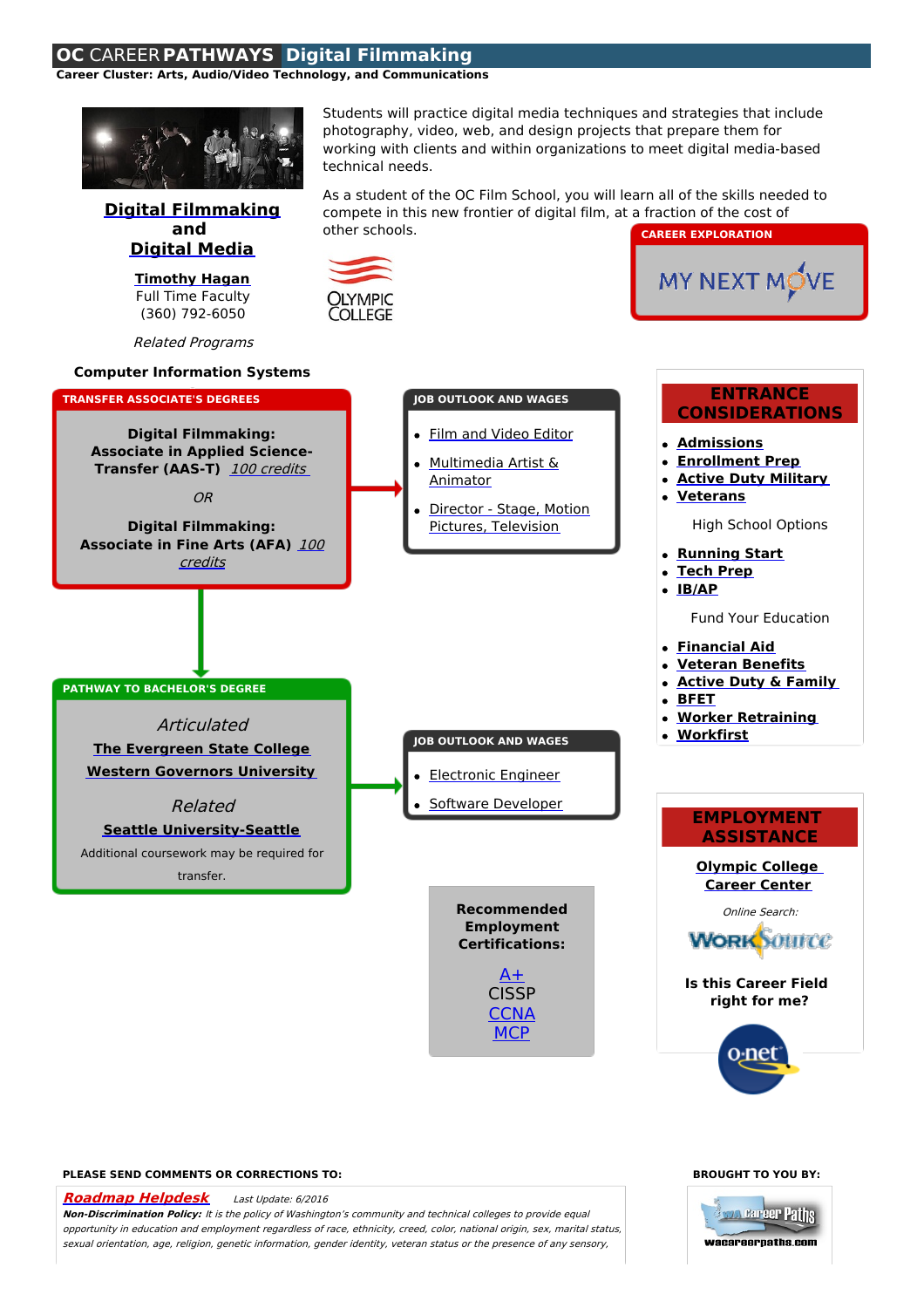# OC CAREER PATHWAYS Digital Filmmaking

**Career Cluster: Arts, Audio/Video Technology, and Communications**

## Digital Filmmaking and Digital Media

**Timothy Hagan**
Full Time Faculty
(360) 792-6050

*Related Programs*

**Computer Information Systems**

Students will practice digital media techniques and strategies that include photography, video, web, and design projects that prepare them for working with clients and within organizations to meet digital media-based technical needs.

As a student of the OC Film School, you will learn all of the skills needed to compete in this new frontier of digital film, at a fraction of the cost of other schools.

OLYMPIC COLLEGE

**CAREER EXPLORATION**

MY NEXT MOVE

### TRANSFER ASSOCIATE'S DEGREES

**Digital Filmmaking: Associate in Applied Science-Transfer (AAS-T)** *100 credits*

*OR*

**Digital Filmmaking: Associate in Fine Arts (AFA)** *100 credits*

### JOB OUTLOOK AND WAGES

- Film and Video Editor
- Multimedia Artist & Animator
- Director - Stage, Motion Pictures, Television

### PATHWAY TO BACHELOR'S DEGREE

*Articulated*

**The Evergreen State College**
**Western Governors University**

*Related*

**Seattle University-Seattle**

Additional coursework may be required for transfer.

### JOB OUTLOOK AND WAGES

- Electronic Engineer
- Software Developer

**Recommended Employment Certifications:**

A+
CISSP
CCNA
MCP

### ENTRANCE CONSIDERATIONS

- **Admissions**
- **Enrollment Prep**
- **Active Duty Military**
- **Veterans**

High School Options

- **Running Start**
- **Tech Prep**
- **IB/AP**

Fund Your Education

- **Financial Aid**
- **Veteran Benefits**
- **Active Duty & Family**
- **BFET**
- **Worker Retraining**
- **Workfirst**

### EMPLOYMENT ASSISTANCE

**Olympic College Career Center**

*Online Search:*

WorkSource

**Is this Career Field right for me?**

o-net

**PLEASE SEND COMMENTS OR CORRECTIONS TO:**

***Roadmap Helpdesk*** *Last Update: 6/2016*

***Non-Discrimination Policy:*** *It is the policy of Washington's community and technical colleges to provide equal opportunity in education and employment regardless of race, ethnicity, creed, color, national origin, sex, marital status, sexual orientation, age, religion, genetic information, gender identity, veteran status or the presence of any sensory,*

**BROUGHT TO YOU BY:**

WA Career Paths
wacareerpaths.com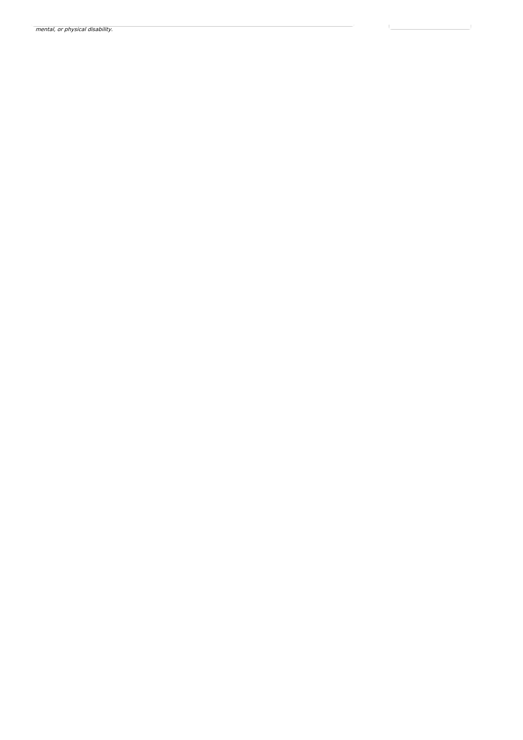*mental, or physical disability.*